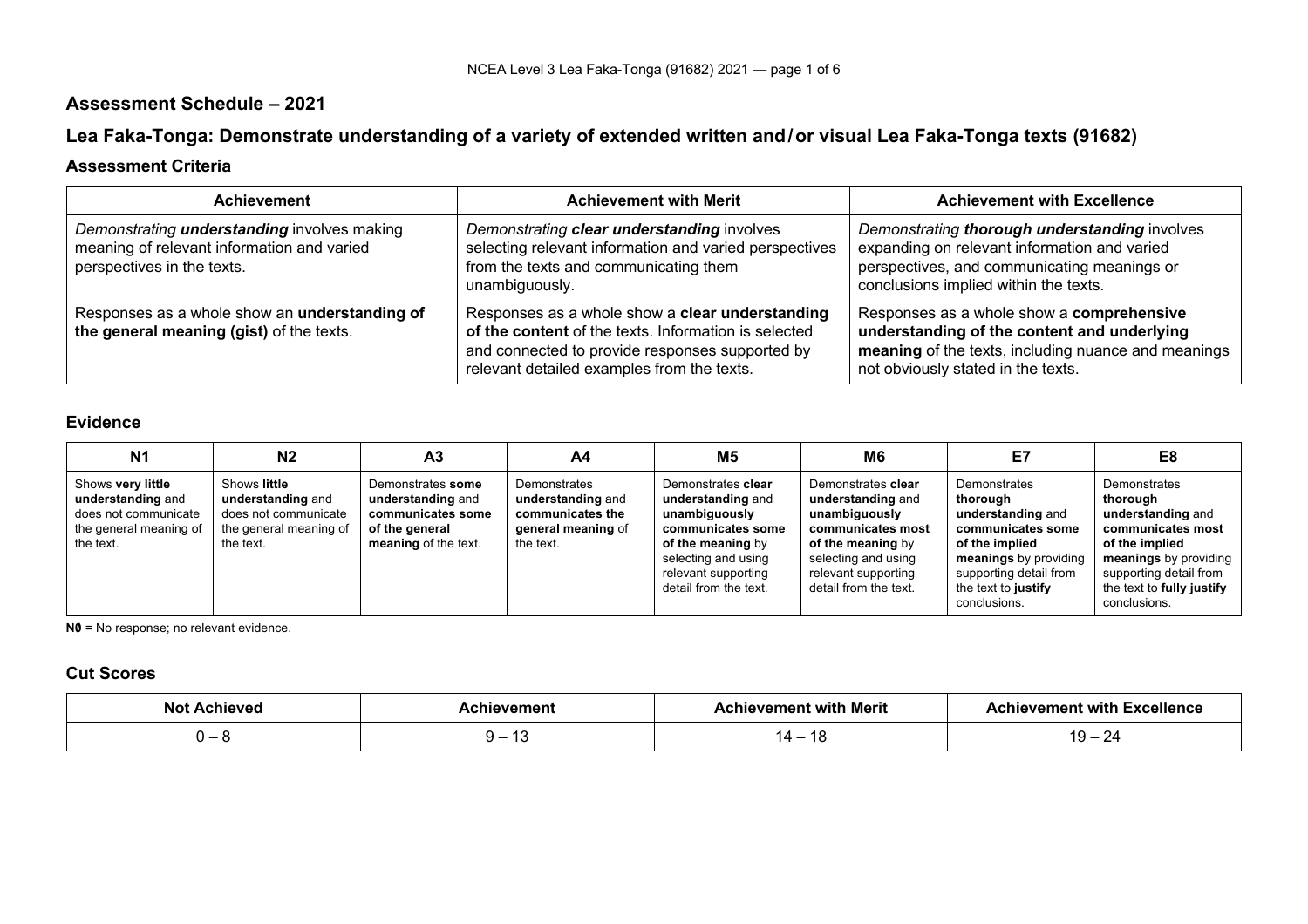## Assessment Schedule – 2021

## Lea Faka-Tonga: Demonstrate understanding of a variety of extended written and / or visual Lea Faka-Tonga texts (91682)

### Assessment Criteria

| Achievement | Achievement with Merit | Achievement with Excellence |
|---|---|---|
| Demonstrating ***understanding*** involves making meaning of relevant information and varied perspectives in the texts. | Demonstrating ***clear understanding*** involves selecting relevant information and varied perspectives from the texts and communicating them unambiguously. | Demonstrating ***thorough understanding*** involves expanding on relevant information and varied perspectives, and communicating meanings or conclusions implied within the texts. |
| Responses as a whole show an **understanding of the general meaning (gist)** of the texts. | Responses as a whole show a **clear understanding of the content** of the texts. Information is selected and connected to provide responses supported by relevant detailed examples from the texts. | Responses as a whole show a **comprehensive understanding of the content and underlying meaning** of the texts, including nuance and meanings not obviously stated in the texts. |

### Evidence

| N1 | N2 | A3 | A4 | M5 | M6 | E7 | E8 |
|---|---|---|---|---|---|---|---|
| Shows **very little understanding** and does not communicate the general meaning of the text. | Shows **little understanding** and does not communicate the general meaning of the text. | Demonstrates **some understanding** and **communicates some of the general meaning** of the text. | Demonstrates **understanding** and **communicates the general meaning** of the text. | Demonstrates **clear understanding** and **unambiguously communicates some of the meaning** by selecting and using relevant supporting detail from the text. | Demonstrates **clear understanding** and **unambiguously communicates most of the meaning** by selecting and using relevant supporting detail from the text. | Demonstrates **thorough understanding** and **communicates some of the implied meanings** by providing supporting detail from the text to **justify** conclusions. | Demonstrates **thorough understanding** and **communicates most of the implied meanings** by providing supporting detail from the text to **fully justify** conclusions. |

**N0** = No response; no relevant evidence.

### Cut Scores

| Not Achieved | Achievement | Achievement with Merit | Achievement with Excellence |
|---|---|---|---|
| 0 – 8 | 9 – 13 | 14 – 18 | 19 – 24 |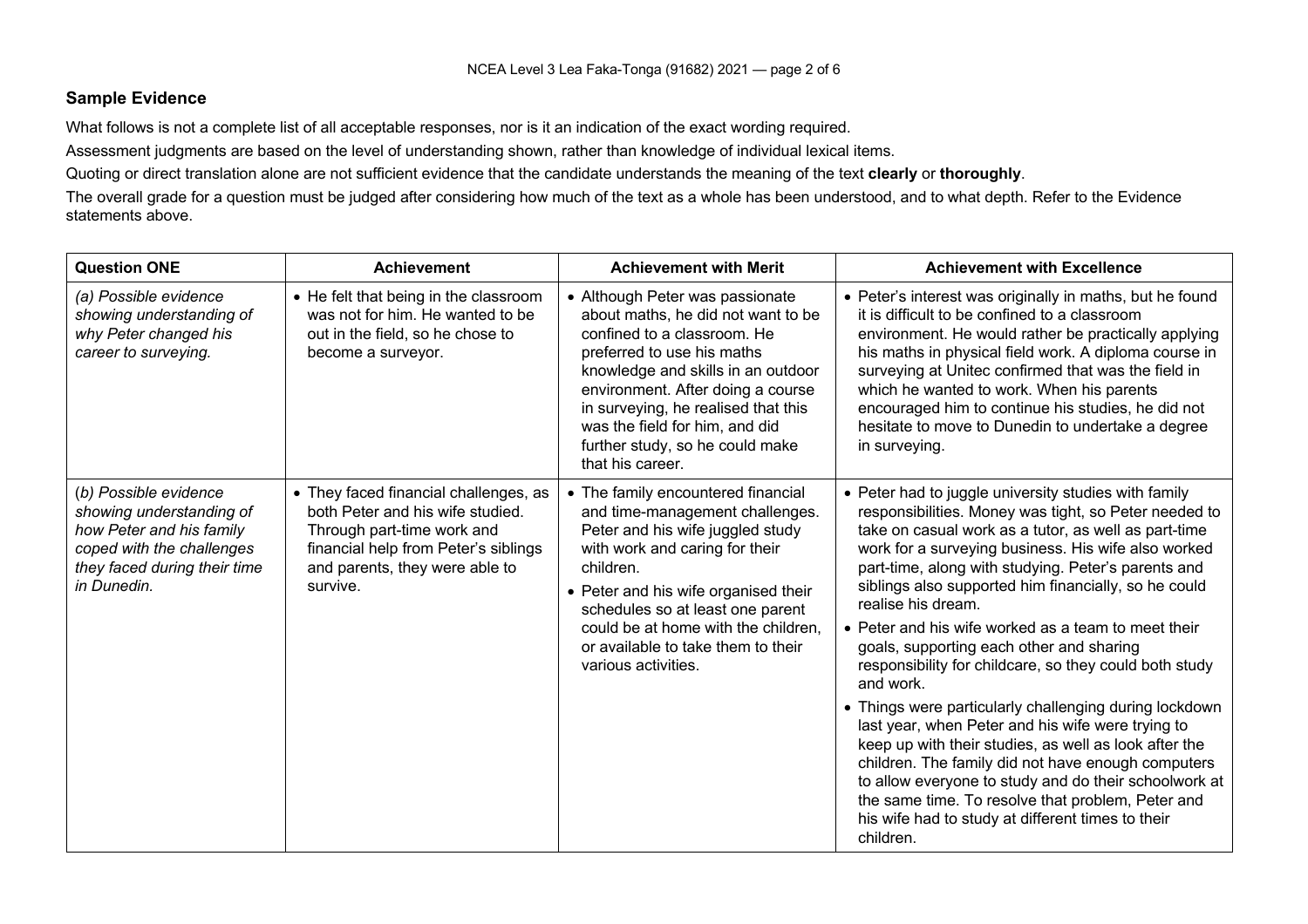## Sample Evidence

What follows is not a complete list of all acceptable responses, nor is it an indication of the exact wording required.

Assessment judgments are based on the level of understanding shown, rather than knowledge of individual lexical items.

Quoting or direct translation alone are not sufficient evidence that the candidate understands the meaning of the text **clearly** or **thoroughly**.

The overall grade for a question must be judged after considering how much of the text as a whole has been understood, and to what depth. Refer to the Evidence statements above.

| Question ONE | Achievement | Achievement with Merit | Achievement with Excellence |
|---|---|---|---|
| *(a) Possible evidence showing understanding of why Peter changed his career to surveying.* | • He felt that being in the classroom was not for him. He wanted to be out in the field, so he chose to become a surveyor. | • Although Peter was passionate about maths, he did not want to be confined to a classroom. He preferred to use his maths knowledge and skills in an outdoor environment. After doing a course in surveying, he realised that this was the field for him, and did further study, so he could make that his career. | • Peter's interest was originally in maths, but he found it is difficult to be confined to a classroom environment. He would rather be practically applying his maths in physical field work. A diploma course in surveying at Unitec confirmed that was the field in which he wanted to work. When his parents encouraged him to continue his studies, he did not hesitate to move to Dunedin to undertake a degree in surveying. |
| *(b) Possible evidence showing understanding of how Peter and his family coped with the challenges they faced during their time in Dunedin.* | • They faced financial challenges, as both Peter and his wife studied. Through part-time work and financial help from Peter's siblings and parents, they were able to survive. | • The family encountered financial and time-management challenges. Peter and his wife juggled study with work and caring for their children.<br>• Peter and his wife organised their schedules so at least one parent could be at home with the children, or available to take them to their various activities. | • Peter had to juggle university studies with family responsibilities. Money was tight, so Peter needed to take on casual work as a tutor, as well as part-time work for a surveying business. His wife also worked part-time, along with studying. Peter's parents and siblings also supported him financially, so he could realise his dream.<br>• Peter and his wife worked as a team to meet their goals, supporting each other and sharing responsibility for childcare, so they could both study and work.<br>• Things were particularly challenging during lockdown last year, when Peter and his wife were trying to keep up with their studies, as well as look after the children. The family did not have enough computers to allow everyone to study and do their schoolwork at the same time. To resolve that problem, Peter and his wife had to study at different times to their children. |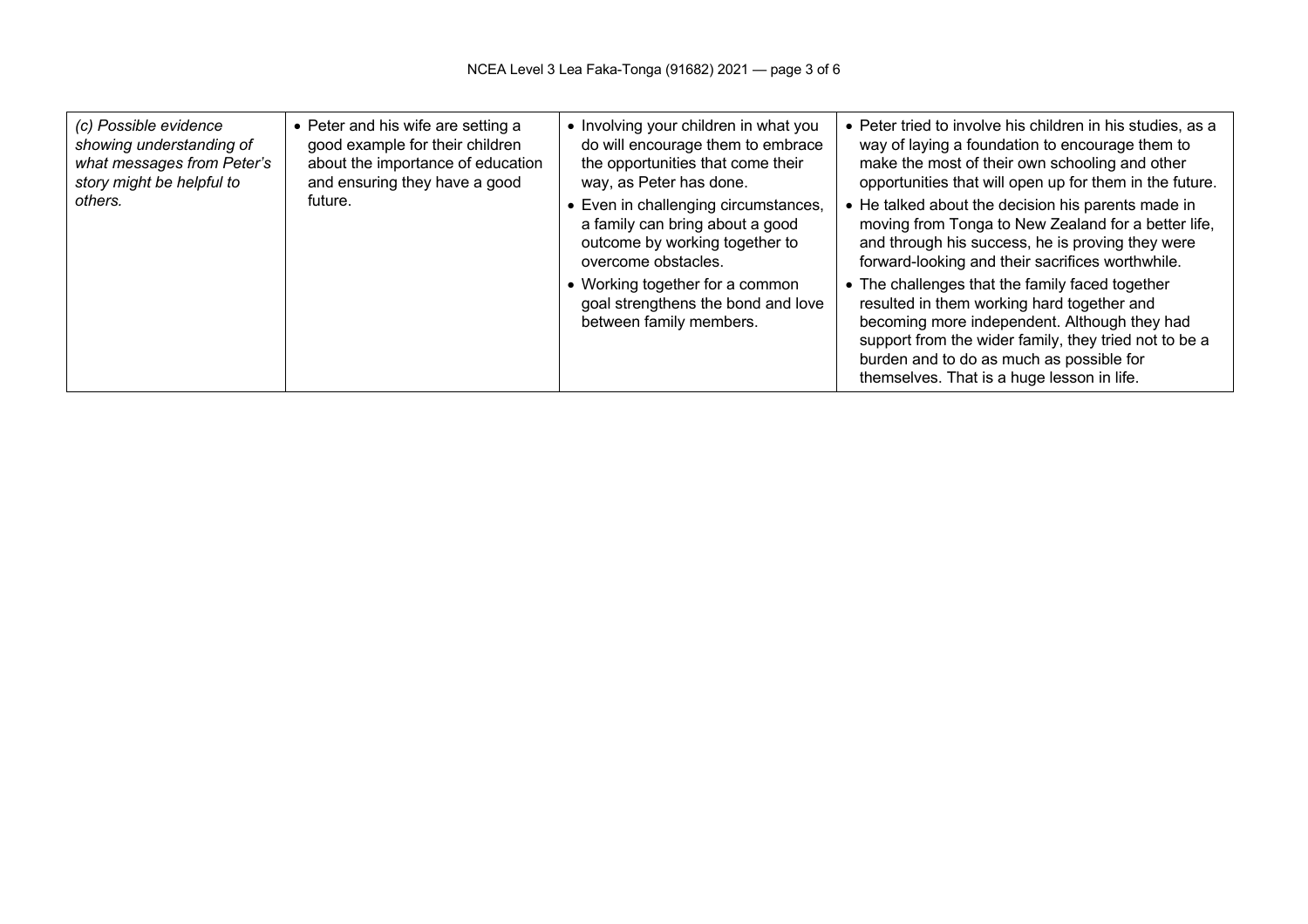| *(c) Possible evidence showing understanding of what messages from Peter's story might be helpful to others.* | • Peter and his wife are setting a good example for their children about the importance of education and ensuring they have a good future. | • Involving your children in what you do will encourage them to embrace the opportunities that come their way, as Peter has done.<br>• Even in challenging circumstances, a family can bring about a good outcome by working together to overcome obstacles.<br>• Working together for a common goal strengthens the bond and love between family members. | • Peter tried to involve his children in his studies, as a way of laying a foundation to encourage them to make the most of their own schooling and other opportunities that will open up for them in the future.<br>• He talked about the decision his parents made in moving from Tonga to New Zealand for a better life, and through his success, he is proving they were forward-looking and their sacrifices worthwhile.<br>• The challenges that the family faced together resulted in them working hard together and becoming more independent. Although they had support from the wider family, they tried not to be a burden and to do as much as possible for themselves. That is a huge lesson in life. |
|---|---|---|---|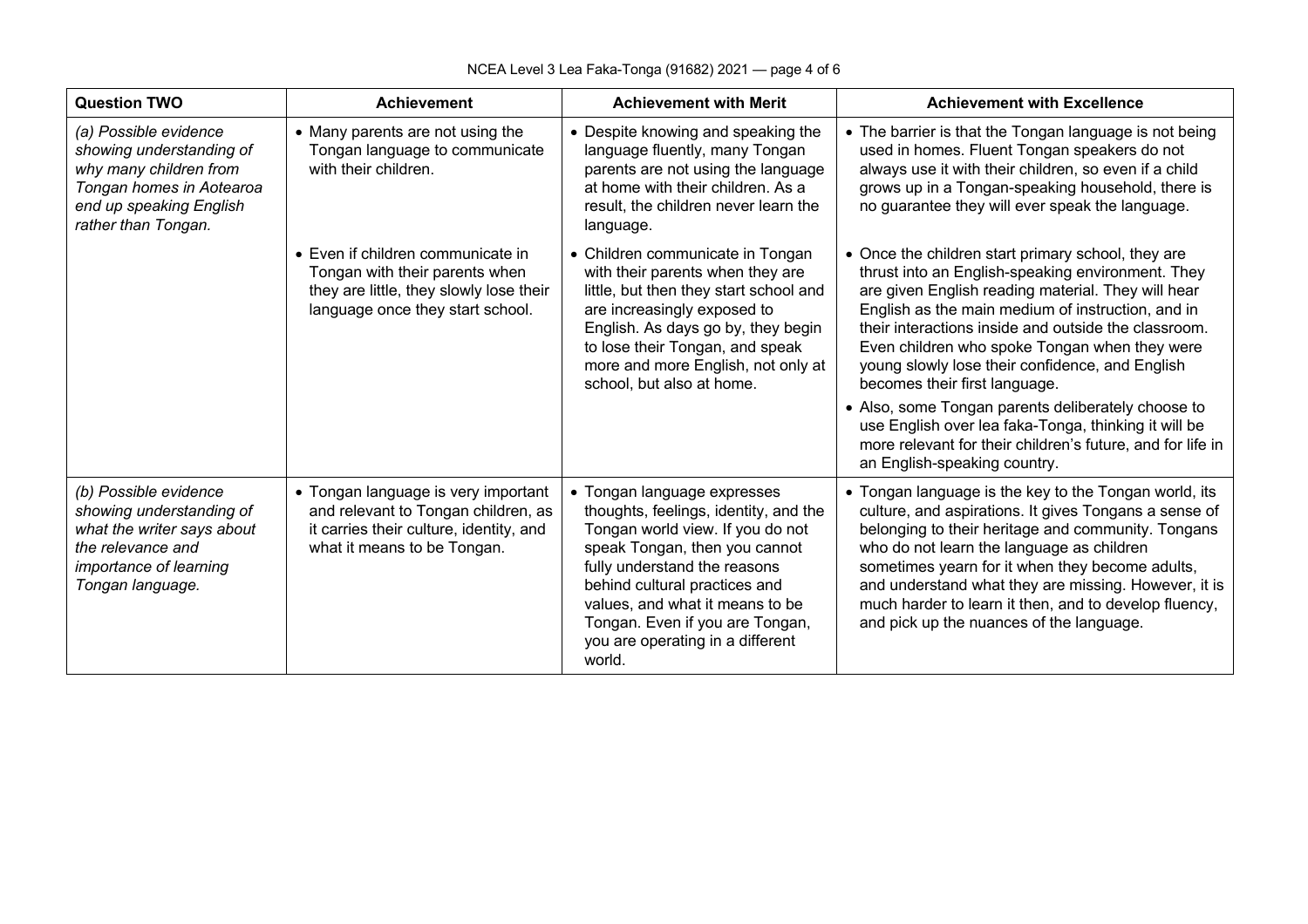| Question TWO | Achievement | Achievement with Merit | Achievement with Excellence |
|---|---|---|---|
| *(a) Possible evidence showing understanding of why many children from Tongan homes in Aotearoa end up speaking English rather than Tongan.* | • Many parents are not using the Tongan language to communicate with their children. | • Despite knowing and speaking the language fluently, many Tongan parents are not using the language at home with their children. As a result, the children never learn the language. | • The barrier is that the Tongan language is not being used in homes. Fluent Tongan speakers do not always use it with their children, so even if a child grows up in a Tongan-speaking household, there is no guarantee they will ever speak the language. |
| | • Even if children communicate in Tongan with their parents when they are little, they slowly lose their language once they start school. | • Children communicate in Tongan with their parents when they are little, but then they start school and are increasingly exposed to English. As days go by, they begin to lose their Tongan, and speak more and more English, not only at school, but also at home. | • Once the children start primary school, they are thrust into an English-speaking environment. They are given English reading material. They will hear English as the main medium of instruction, and in their interactions inside and outside the classroom. Even children who spoke Tongan when they were young slowly lose their confidence, and English becomes their first language.<br>• Also, some Tongan parents deliberately choose to use English over lea faka-Tonga, thinking it will be more relevant for their children's future, and for life in an English-speaking country. |
| *(b) Possible evidence showing understanding of what the writer says about the relevance and importance of learning Tongan language.* | • Tongan language is very important and relevant to Tongan children, as it carries their culture, identity, and what it means to be Tongan. | • Tongan language expresses thoughts, feelings, identity, and the Tongan world view. If you do not speak Tongan, then you cannot fully understand the reasons behind cultural practices and values, and what it means to be Tongan. Even if you are Tongan, you are operating in a different world. | • Tongan language is the key to the Tongan world, its culture, and aspirations. It gives Tongans a sense of belonging to their heritage and community. Tongans who do not learn the language as children sometimes yearn for it when they become adults, and understand what they are missing. However, it is much harder to learn it then, and to develop fluency, and pick up the nuances of the language. |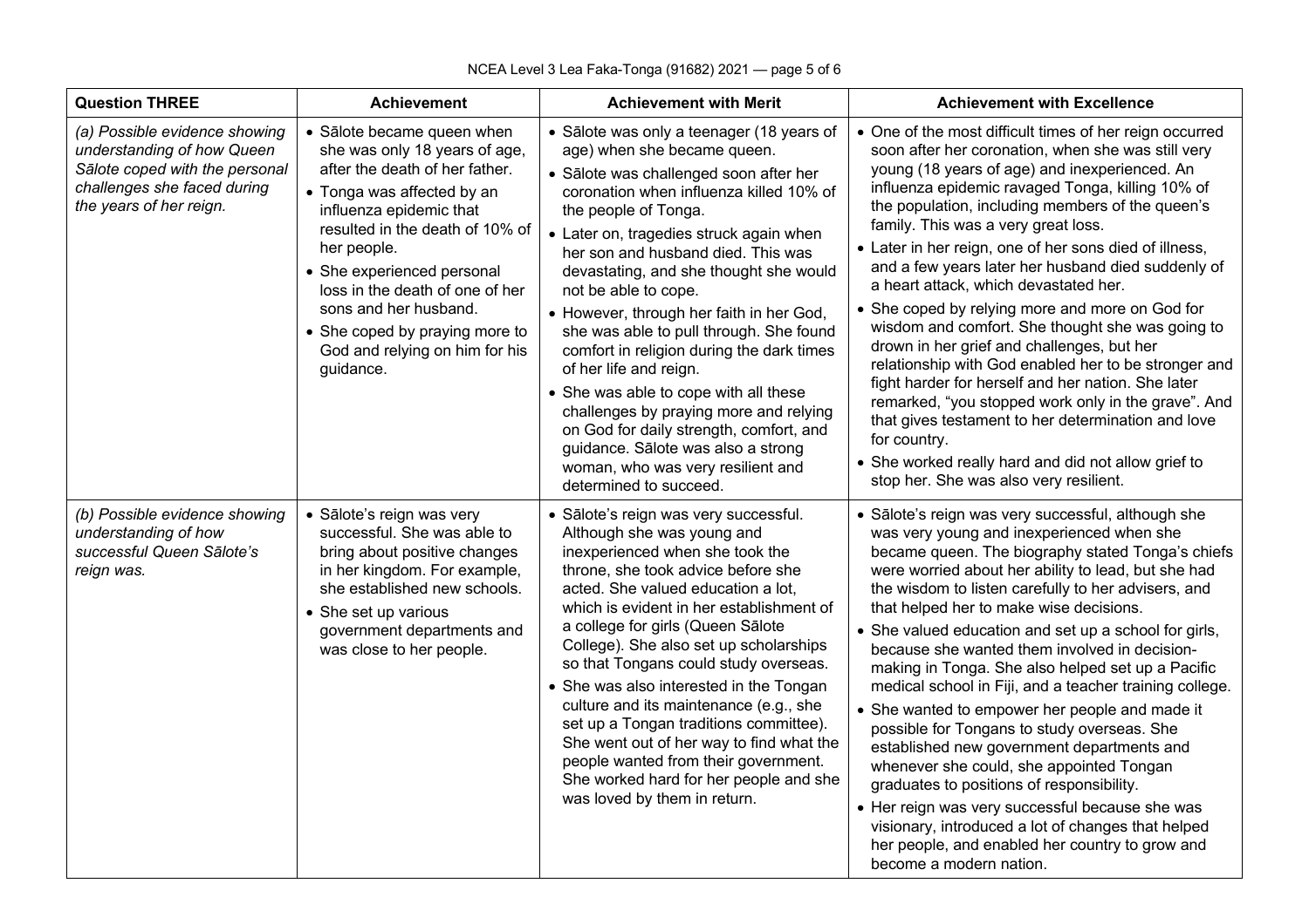| Question THREE | Achievement | Achievement with Merit | Achievement with Excellence |
|---|---|---|---|
| *(a) Possible evidence showing understanding of how Queen Sālote coped with the personal challenges she faced during the years of her reign.* | • Sālote became queen when she was only 18 years of age, after the death of her father.<br>• Tonga was affected by an influenza epidemic that resulted in the death of 10% of her people.<br>• She experienced personal loss in the death of one of her sons and her husband.<br>• She coped by praying more to God and relying on him for his guidance. | • Sālote was only a teenager (18 years of age) when she became queen.<br>• Sālote was challenged soon after her coronation when influenza killed 10% of the people of Tonga.<br>• Later on, tragedies struck again when her son and husband died. This was devastating, and she thought she would not be able to cope.<br>• However, through her faith in her God, she was able to pull through. She found comfort in religion during the dark times of her life and reign.<br>• She was able to cope with all these challenges by praying more and relying on God for daily strength, comfort, and guidance. Sālote was also a strong woman, who was very resilient and determined to succeed. | • One of the most difficult times of her reign occurred soon after her coronation, when she was still very young (18 years of age) and inexperienced. An influenza epidemic ravaged Tonga, killing 10% of the population, including members of the queen's family. This was a very great loss.<br>• Later in her reign, one of her sons died of illness, and a few years later her husband died suddenly of a heart attack, which devastated her.<br>• She coped by relying more and more on God for wisdom and comfort. She thought she was going to drown in her grief and challenges, but her relationship with God enabled her to be stronger and fight harder for herself and her nation. She later remarked, "you stopped work only in the grave". And that gives testament to her determination and love for country.<br>• She worked really hard and did not allow grief to stop her. She was also very resilient. |
| *(b) Possible evidence showing understanding of how successful Queen Sālote's reign was.* | • Sālote's reign was very successful. She was able to bring about positive changes in her kingdom. For example, she established new schools.<br>• She set up various government departments and was close to her people. | • Sālote's reign was very successful. Although she was young and inexperienced when she took the throne, she took advice before she acted. She valued education a lot, which is evident in her establishment of a college for girls (Queen Sālote College). She also set up scholarships so that Tongans could study overseas.<br>• She was also interested in the Tongan culture and its maintenance (e.g., she set up a Tongan traditions committee). She went out of her way to find what the people wanted from their government. She worked hard for her people and she was loved by them in return. | • Sālote's reign was very successful, although she was very young and inexperienced when she became queen. The biography stated Tonga's chiefs were worried about her ability to lead, but she had the wisdom to listen carefully to her advisers, and that helped her to make wise decisions.<br>• She valued education and set up a school for girls, because she wanted them involved in decision-making in Tonga. She also helped set up a Pacific medical school in Fiji, and a teacher training college.<br>• She wanted to empower her people and made it possible for Tongans to study overseas. She established new government departments and whenever she could, she appointed Tongan graduates to positions of responsibility.<br>• Her reign was very successful because she was visionary, introduced a lot of changes that helped her people, and enabled her country to grow and become a modern nation. |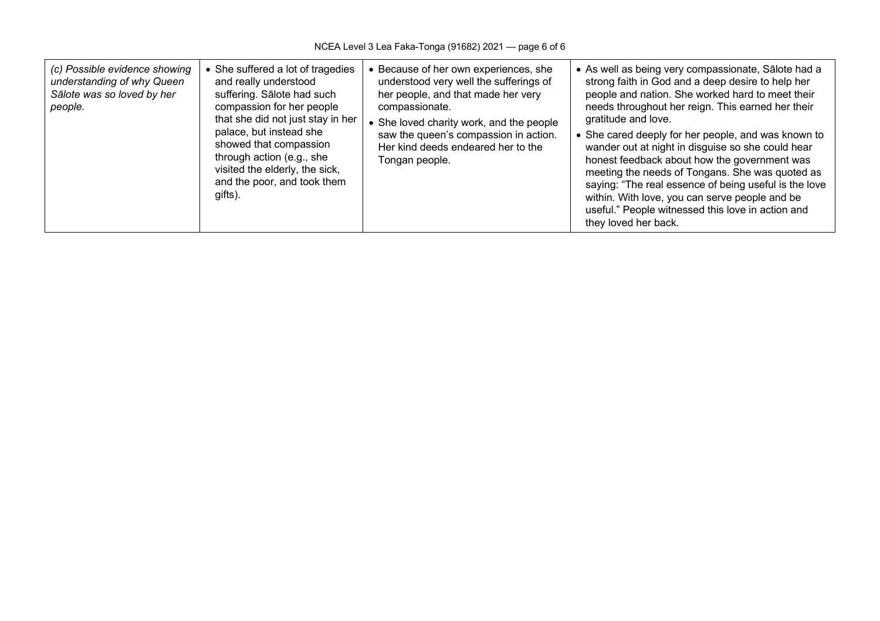| | | | |
|---|---|---|---|
| *(c) Possible evidence showing understanding of why Queen Sālote was so loved by her people.* | • She suffered a lot of tragedies and really understood suffering. Sālote had such compassion for her people that she did not just stay in her palace, but instead she showed that compassion through action (e.g., she visited the elderly, the sick, and the poor, and took them gifts). | • Because of her own experiences, she understood very well the sufferings of her people, and that made her very compassionate.<br>• She loved charity work, and the people saw the queen's compassion in action. Her kind deeds endeared her to the Tongan people. | • As well as being very compassionate, Sālote had a strong faith in God and a deep desire to help her people and nation. She worked hard to meet their needs throughout her reign. This earned her their gratitude and love.<br>• She cared deeply for her people, and was known to wander out at night in disguise so she could hear honest feedback about how the government was meeting the needs of Tongans. She was quoted as saying: "The real essence of being useful is the love within. With love, you can serve people and be useful." People witnessed this love in action and they loved her back. |